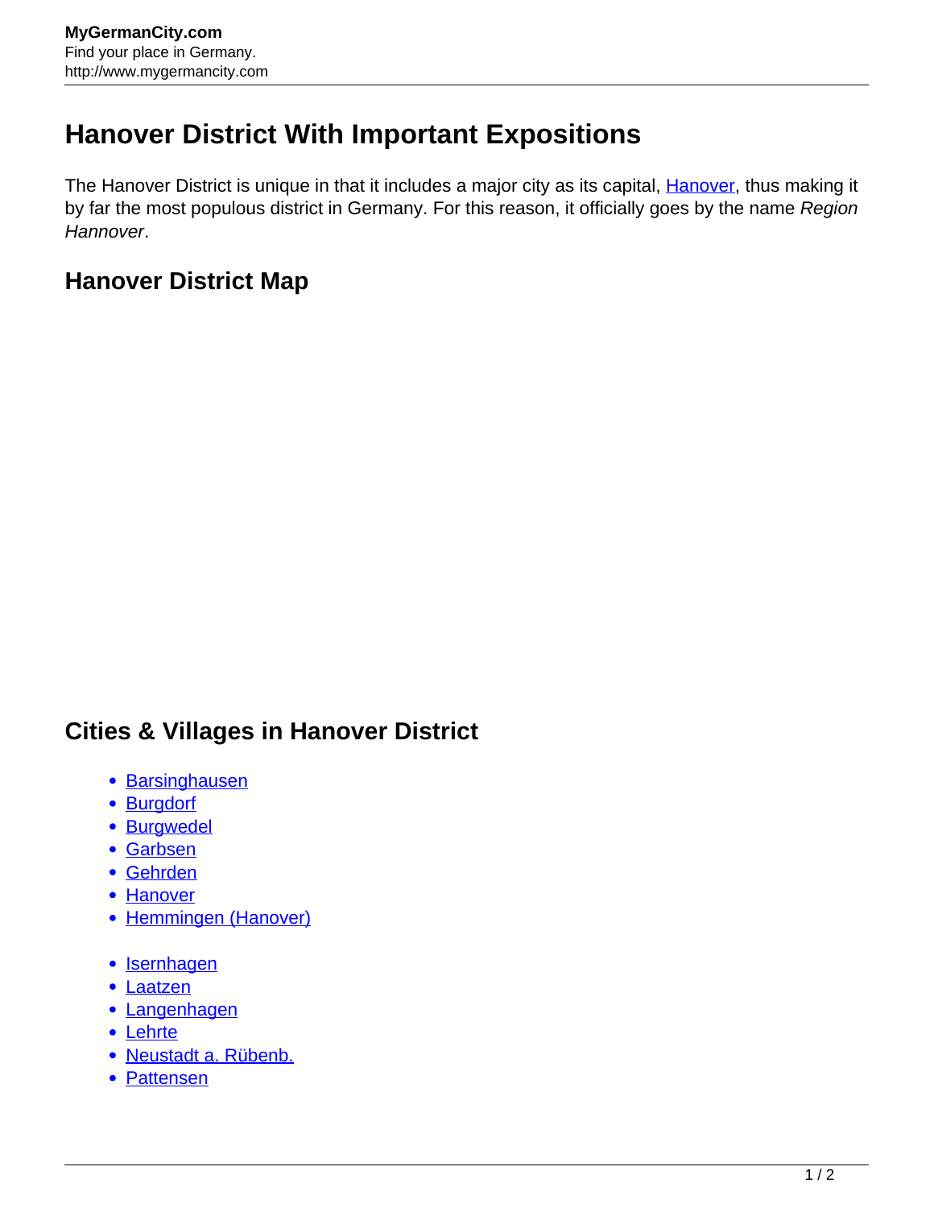# Hanover District With Important Expositions

The Hanover District is unique in that it includes a major city as its capital, Hanover, thus making it by far the most populous district in Germany. For this reason, it officially goes by the name *Region Hannover*.

## Hanover District Map

## Cities & Villages in Hanover District

- Barsinghausen
- Burgdorf
- Burgwedel
- Garbsen
- Gehrden
- Hanover
- Hemmingen (Hanover)

- Isernhagen
- Laatzen
- Langenhagen
- Lehrte
- Neustadt a. Rübenb.
- Pattensen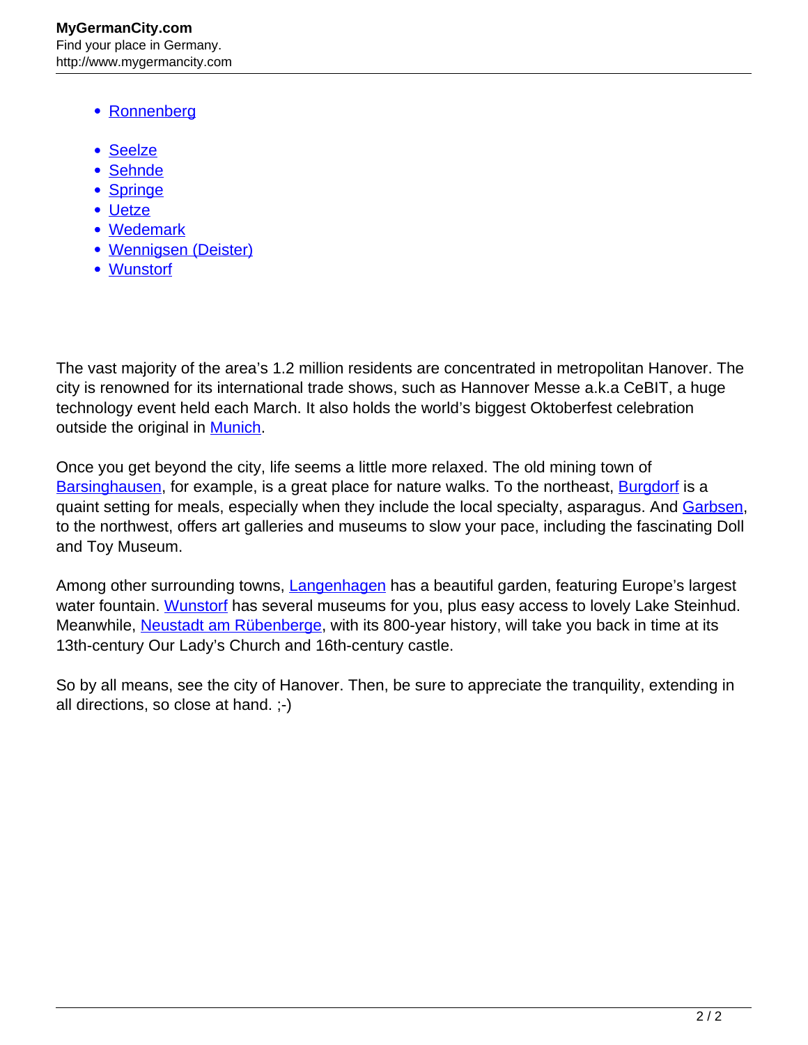- Ronnenberg

- Seelze
- Sehnde
- Springe
- Uetze
- Wedemark
- Wennigsen (Deister)
- Wunstorf

The vast majority of the area's 1.2 million residents are concentrated in metropolitan Hanover. The city is renowned for its international trade shows, such as Hannover Messe a.k.a CeBIT, a huge technology event held each March. It also holds the world's biggest Oktoberfest celebration outside the original in Munich.

Once you get beyond the city, life seems a little more relaxed. The old mining town of Barsinghausen, for example, is a great place for nature walks. To the northeast, Burgdorf is a quaint setting for meals, especially when they include the local specialty, asparagus. And Garbsen, to the northwest, offers art galleries and museums to slow your pace, including the fascinating Doll and Toy Museum.

Among other surrounding towns, Langenhagen has a beautiful garden, featuring Europe's largest water fountain. Wunstorf has several museums for you, plus easy access to lovely Lake Steinhud. Meanwhile, Neustadt am Rübenberge, with its 800-year history, will take you back in time at its 13th-century Our Lady's Church and 16th-century castle.

So by all means, see the city of Hanover. Then, be sure to appreciate the tranquility, extending in all directions, so close at hand. ;-)